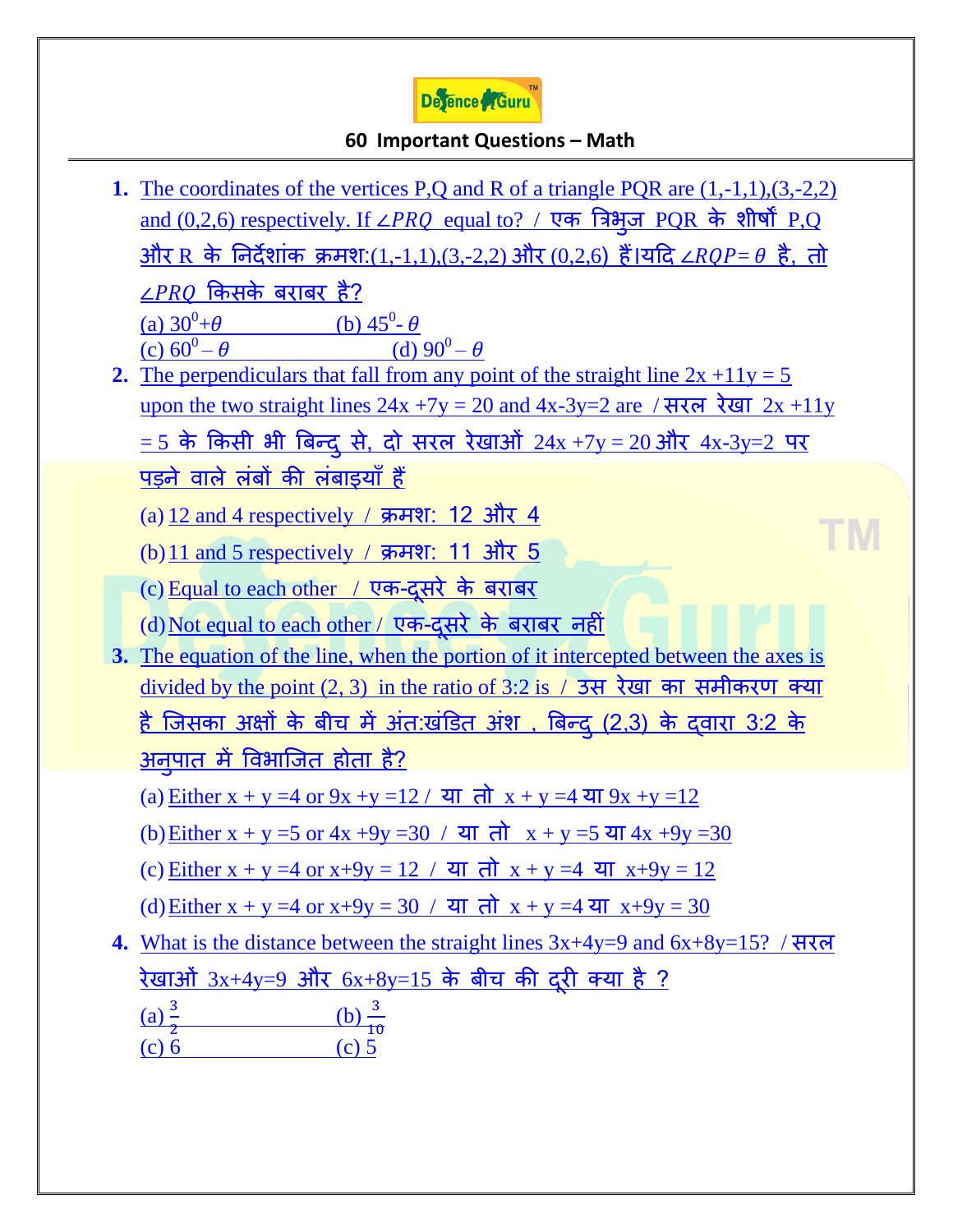## 60 Important Questions – Math

1. The coordinates of the vertices P,Q and R of a triangle PQR are (1,-1,1),(3,-2,2) and (0,2,6) respectively. If $\angle PRQ$ equal to? / एक त्रिभुज PQR के शीर्षों P,Q और R के निर्देशांक क्रमश:(1,-1,1),(3,-2,2) और (0,2,6) हैं।यदि $\angle RQP = \theta$ है, तो $\angle PRQ$ किसके बराबर है?

   (a) $30^0+\theta$ (b) $45^0-\theta$
   (c) $60^0-\theta$ (d) $90^0-\theta$

2. The perpendiculars that fall from any point of the straight line 2x +11y = 5 upon the two straight lines 24x +7y = 20 and 4x-3y=2 are / सरल रेखा 2x +11y = 5 के किसी भी बिन्दु से, दो सरल रेखाओं 24x +7y = 20 और 4x-3y=2 पर पड़ने वाले लंबों की लंबाइयाँ हैं

   (a) 12 and 4 respectively / क्रमश: 12 और 4
   (b) 11 and 5 respectively / क्रमश: 11 और 5
   (c) Equal to each other / एक-दूसरे के बराबर
   (d) Not equal to each other / एक-दूसरे के बराबर नहीं

3. The equation of the line, when the portion of it intercepted between the axes is divided by the point (2, 3) in the ratio of 3:2 is / उस रेखा का समीकरण क्या है जिसका अक्षों के बीच में अंत:खंडित अंश , बिन्दु (2,3) के द्वारा 3:2 के अनुपात में विभाजित होता है?

   (a) Either x + y =4 or 9x +y =12 / या तो x + y =4 या 9x +y =12
   (b) Either x + y =5 or 4x +9y =30 / या तो x + y =5 या 4x +9y =30
   (c) Either x + y =4 or x+9y = 12 / या तो x + y =4 या x+9y = 12
   (d) Either x + y =4 or x+9y = 30 / या तो x + y =4 या x+9y = 30

4. What is the distance between the straight lines 3x+4y=9 and 6x+8y=15? / सरल रेखाओं 3x+4y=9 और 6x+8y=15 के बीच की दूरी क्या है ?

   (a) $\frac{3}{2}$ (b) $\frac{3}{10}$
   (c) 6 (c) 5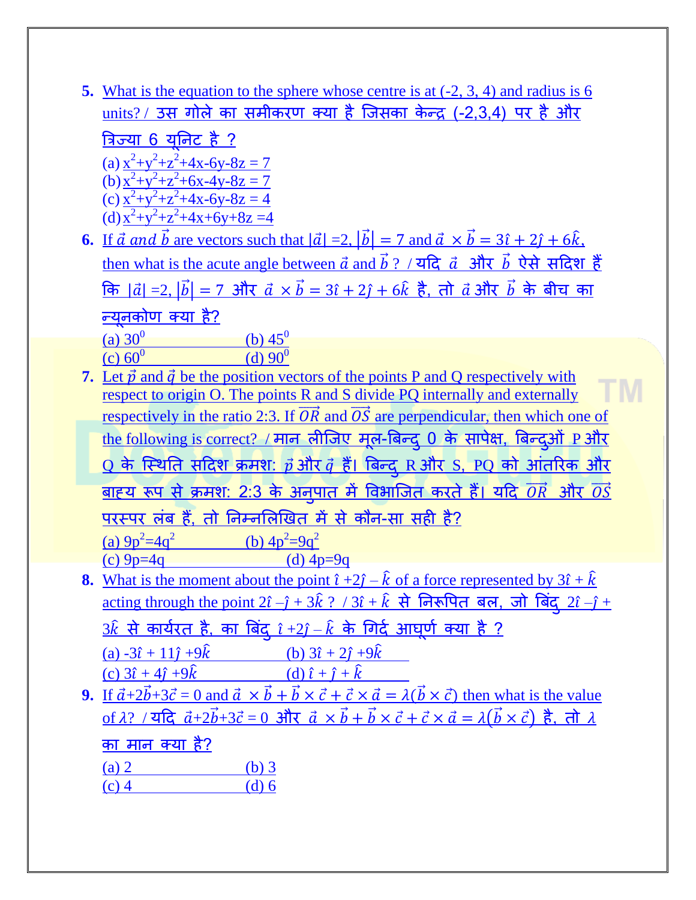**5.** What is the equation to the sphere whose centre is at (-2, 3, 4) and radius is 6 units? / उस गोले का समीकरण क्या है जिसका केन्द्र (-2,3,4) पर है और त्रिज्या 6 यूनिट है ?

(a) $x^2+y^2+z^2+4x-6y-8z = 7$
(b) $x^2+y^2+z^2+6x-4y-8z = 7$
(c) $x^2+y^2+z^2+4x-6y-8z = 4$
(d) $x^2+y^2+z^2+4x+6y+8z =4$

**6.** If $\vec{a}$ and $\vec{b}$ are vectors such that $|\vec{a}| =2, |\vec{b}| = 7$ and $\vec{a} \times \vec{b} = 3\hat{\imath} + 2\hat{\jmath} + 6\hat{k}$, then what is the acute angle between $\vec{a}$ and $\vec{b}$ ? / यदि $\vec{a}$ और $\vec{b}$ ऐसे सदिश हैं कि $|\vec{a}| =2, |\vec{b}| = 7$ और $\vec{a} \times \vec{b} = 3\hat{\imath} + 2\hat{\jmath} + 6\hat{k}$ है, तो $\vec{a}$ और $\vec{b}$ के बीच का न्यूनकोण क्या है?

(a) $30^0$ (b) $45^0$
(c) $60^0$ (d) $90^0$

**7.** Let $\vec{p}$ and $\vec{q}$ be the position vectors of the points P and Q respectively with respect to origin O. The points R and S divide PQ internally and externally respectively in the ratio 2:3. If $\overrightarrow{OR}$ and $\overrightarrow{OS}$ are perpendicular, then which one of the following is correct? / मान लीजिए मूल-बिन्दु 0 के सापेक्ष, बिन्दुओं P और Q के स्थिति सदिश क्रमशः $\vec{p}$ और $\vec{q}$ हैं। बिन्दु R और S, PQ को आंतरिक और बाहय रूप से क्रमशः 2:3 के अनुपात में विभाजित करते हैं। यदि $\overrightarrow{OR}$ और $\overrightarrow{OS}$ परस्पर लंब हैं, तो निम्नलिखित में से कौन-सा सही है?

(a) $9p^2=4q^2$ (b) $4p^2=9q^2$
(c) $9p=4q$ (d) $4p=9q$

**8.** What is the moment about the point $\hat{\imath} +2\hat{\jmath} - \hat{k}$ of a force represented by $3\hat{\imath} + \hat{k}$ acting through the point $2\hat{\imath} -\hat{\jmath} + 3\hat{k}$ ? / $3\hat{\imath} + \hat{k}$ से निरूपित बल, जो बिंदु $2\hat{\imath} -\hat{\jmath} + 3\hat{k}$ से कार्यरत है, का बिंदु $\hat{\imath} +2\hat{\jmath} - \hat{k}$ के गिर्द आघूर्ण क्या है ?

(a) $-3\hat{\imath} + 11\hat{\jmath} +9\hat{k}$ (b) $3\hat{\imath} + 2\hat{\jmath} +9\hat{k}$
(c) $3\hat{\imath} + 4\hat{\jmath} +9\hat{k}$ (d) $\hat{\imath} + \hat{\jmath} + \hat{k}$

**9.** If $\vec{a}+2\vec{b}+3\vec{c} = 0$ and $\vec{a} \times \vec{b} + \vec{b} \times \vec{c} + \vec{c} \times \vec{a} = \lambda(\vec{b} \times \vec{c})$ then what is the value of $\lambda$? / यदि $\vec{a}+2\vec{b}+3\vec{c} = 0$ और $\vec{a} \times \vec{b} + \vec{b} \times \vec{c} + \vec{c} \times \vec{a} = \lambda(\vec{b} \times \vec{c})$ है, तो $\lambda$ का मान क्या है?

(a) 2 (b) 3
(c) 4 (d) 6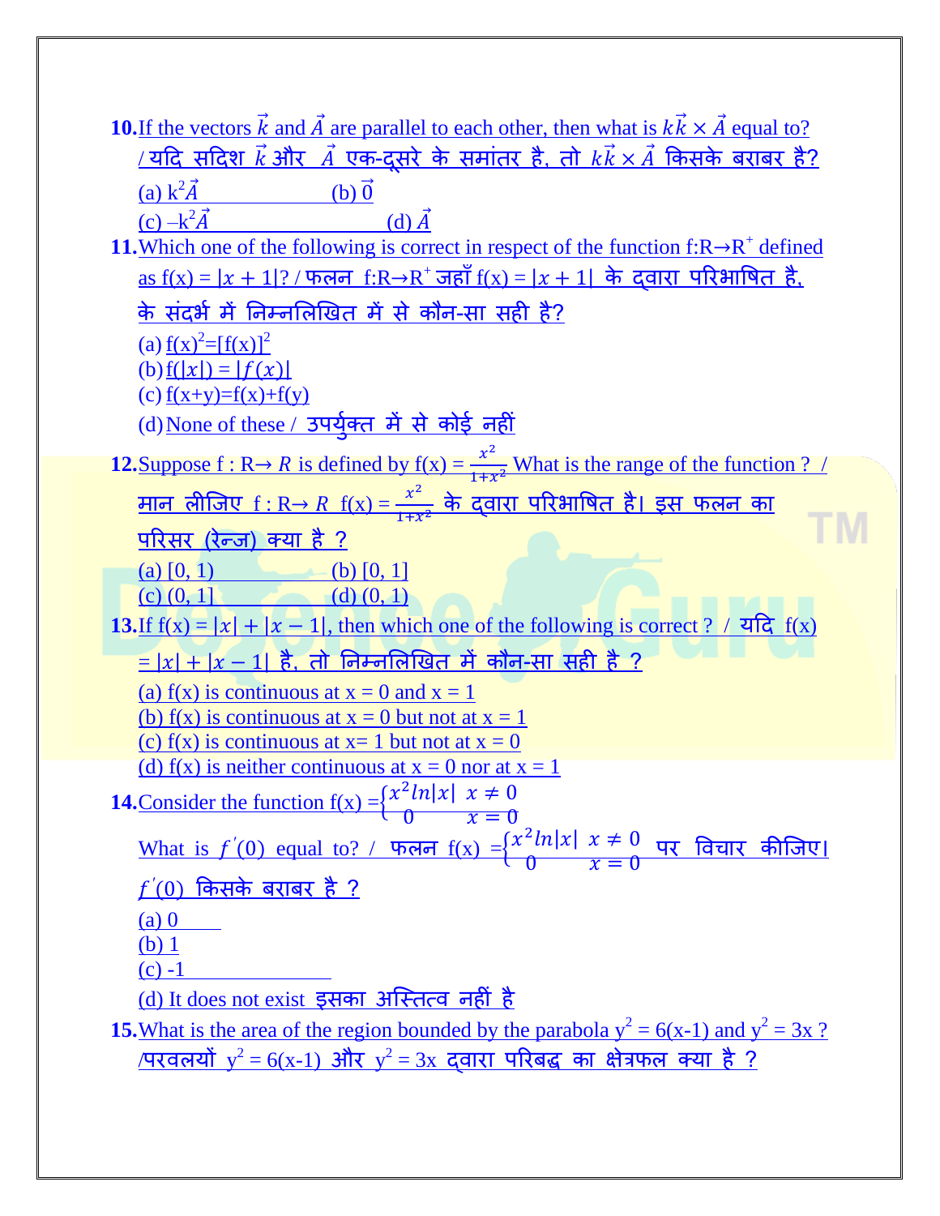**10.** If the vectors $\vec{k}$ and $\vec{A}$ are parallel to each other, then what is $k\vec{k} \times \vec{A}$ equal to? / यदि सदिश $\vec{k}$ और $\vec{A}$ एक-दूसरे के समांतर है, तो $k\vec{k} \times \vec{A}$ किसके बराबर है?

(a) $k^2\vec{A}$ (b) $\vec{0}$

(c) $-k^2\vec{A}$ (d) $\vec{A}$

**11.** Which one of the following is correct in respect of the function $f:R \rightarrow R^+$ defined as $f(x) = |x + 1|$? / फलन $f:R \rightarrow R^+$ जहाँ $f(x) = |x + 1|$ के द्वारा परिभाषित है, के संदर्भ में निम्नलिखित में से कौन-सा सही है?

(a) $f(x)^2 = [f(x)]^2$

(b) $f(|x|) = |f(x)|$

(c) $f(x+y) = f(x) + f(y)$

(d) None of these / उपर्युक्त में से कोई नहीं

**12.** Suppose $f : R \rightarrow R$ is defined by $f(x) = \frac{x^2}{1+x^2}$ What is the range of the function ? / मान लीजिए $f : R \rightarrow R$ $f(x) = \frac{x^2}{1+x^2}$ के द्वारा परिभाषित है। इस फलन का परिसर (रेन्ज) क्या है ?

(a) $[0, 1)$ (b) $[0, 1]$

(c) $(0, 1]$ (d) $(0, 1)$

**13.** If $f(x) = |x| + |x - 1|$, then which one of the following is correct ? / यदि $f(x) = |x| + |x - 1|$ है, तो निम्नलिखित में कौन-सा सही है ?

(a) f(x) is continuous at x = 0 and x = 1

(b) f(x) is continuous at x = 0 but not at x = 1

(c) f(x) is continuous at x= 1 but not at x = 0

(d) f(x) is neither continuous at x = 0 nor at x = 1

**14.** Consider the function $f(x) = \begin{cases} x^2 ln|x| & x \neq 0 \\ 0 & x = 0 \end{cases}$

What is $f'(0)$ equal to? / फलन $f(x) = \begin{cases} x^2 ln|x| & x \neq 0 \\ 0 & x = 0 \end{cases}$ पर विचार कीजिए। $f'(0)$ किसके बराबर है ?

(a) 0

(b) 1

(c) -1

(d) It does not exist इसका अस्तित्व नहीं है

**15.** What is the area of the region bounded by the parabola $y^2 = 6(x-1)$ and $y^2 = 3x$ ? /परवलयों $y^2 = 6(x-1)$ और $y^2 = 3x$ द्वारा परिबद्ध का क्षेत्रफल क्या है ?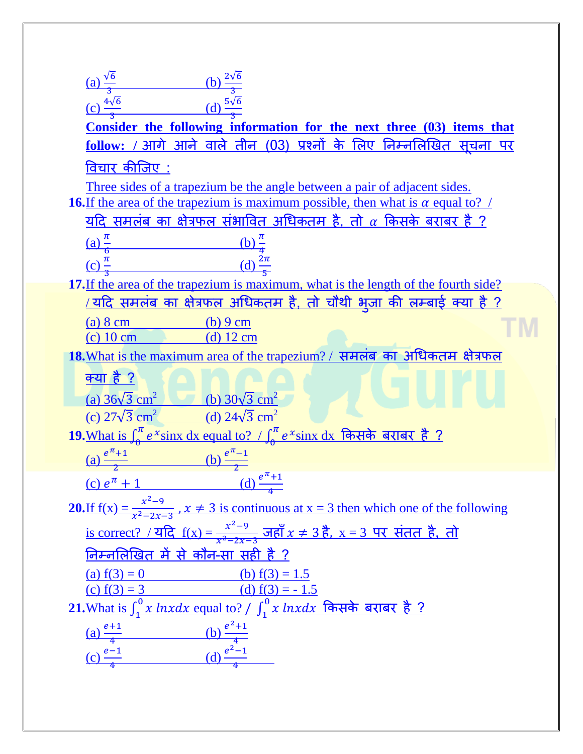(a) $\frac{\sqrt{6}}{3}$ (b) $\frac{2\sqrt{6}}{3}$

(c) $\frac{4\sqrt{6}}{3}$ (d) $\frac{5\sqrt{6}}{3}$

**Consider the following information for the next three (03) items that follow: / आगे आने वाले तीन (03) प्रश्नों के लिए निम्नलिखित सूचना पर विचार कीजिए :**

Three sides of a trapezium be the angle between a pair of adjacent sides.

**16.** If the area of the trapezium is maximum possible, then what is $\alpha$ equal to? / यदि समलंब का क्षेत्रफल संभावित अधिकतम है, तो $\alpha$ किसके बराबर है ?

(a) $\frac{\pi}{6}$ (b) $\frac{\pi}{4}$

(c) $\frac{\pi}{3}$ (d) $\frac{2\pi}{5}$

**17.** If the area of the trapezium is maximum, what is the length of the fourth side? / यदि समलंब का क्षेत्रफल अधिकतम है, तो चौथी भुजा की लम्बाई क्या है ?

(a) 8 cm (b) 9 cm

(c) 10 cm (d) 12 cm

**18.** What is the maximum area of the trapezium? / समलंब का अधिकतम क्षेत्रफल क्या है ?

(a) $36\sqrt{3}$ cm$^2$ (b) $30\sqrt{3}$ cm$^2$

(c) $27\sqrt{3}$ cm$^2$ (d) $24\sqrt{3}$ cm$^2$

**19.** What is $\int_0^{\pi} e^x \sin x \, dx$ equal to? / $\int_0^{\pi} e^x \sin x \, dx$ किसके बराबर है ?

(a) $\frac{e^{\pi}+1}{2}$ (b) $\frac{e^{\pi}-1}{2}$

(c) $e^{\pi}+1$ (d) $\frac{e^{\pi}+1}{4}$

**20.** If f(x) = $\frac{x^2-9}{x^2-2x-3}$, $x \neq 3$ is continuous at x = 3 then which one of the following is correct? / यदि f(x) = $\frac{x^2-9}{x^2-2x-3}$ जहाँ $x \neq 3$ है, x = 3 पर संतत है, तो निम्नलिखित में से कौन-सा सही है ?

(a) f(3) = 0 (b) f(3) = 1.5

(c) f(3) = 3 (d) f(3) = - 1.5

**21.** What is $\int_1^0 x \, lnx dx$ equal to? / $\int_1^0 x \, lnx dx$ किसके बराबर है ?

(a) $\frac{e+1}{4}$ (b) $\frac{e^2+1}{4}$

(c) $\frac{e-1}{4}$ (d) $\frac{e^2-1}{4}$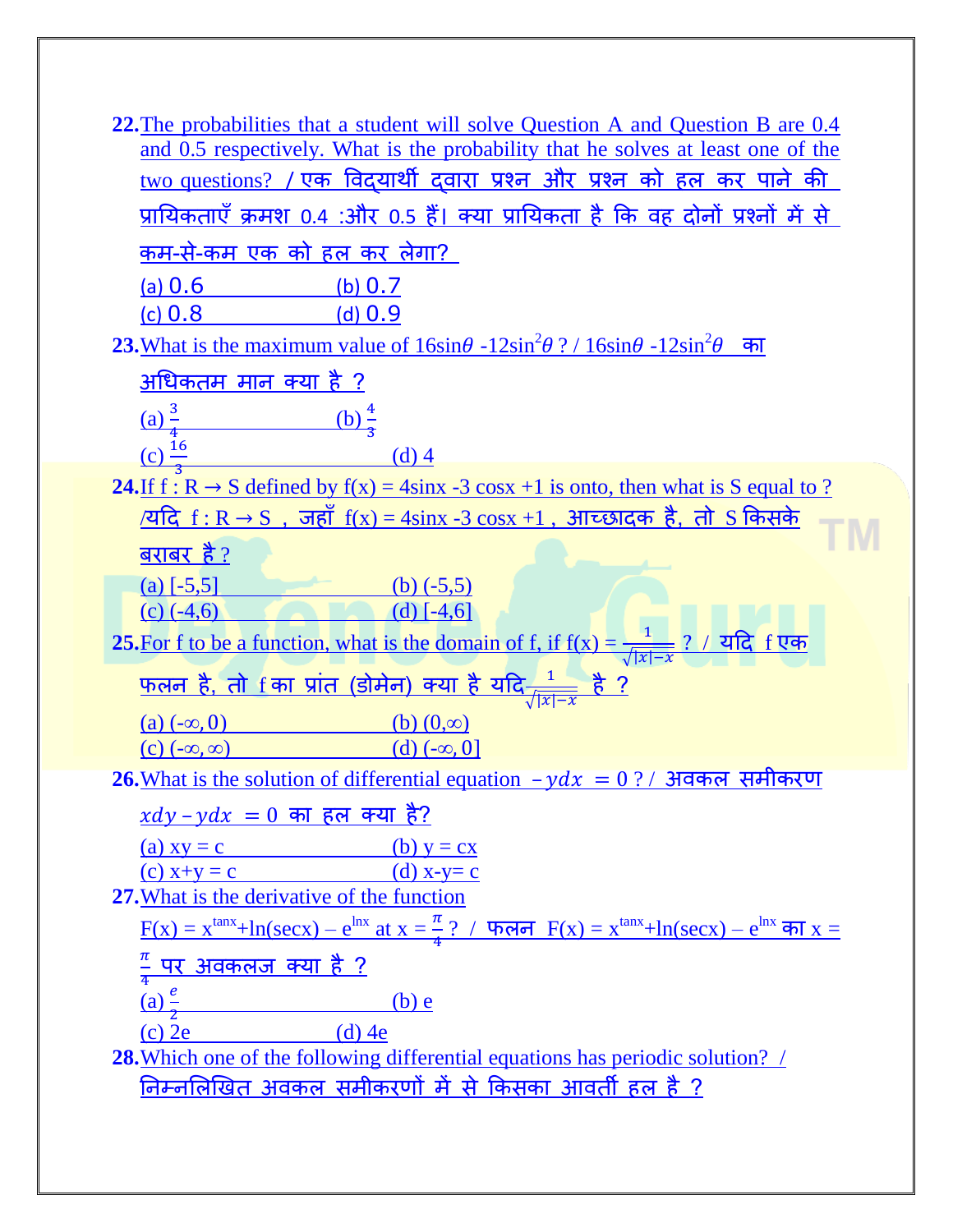**22.** The probabilities that a student will solve Question A and Question B are 0.4 and 0.5 respectively. What is the probability that he solves at least one of the two questions? / एक विद्यार्थी द्वारा प्रश्न और प्रश्न को हल कर पाने की प्रायिकताएँ क्रमश 0.4 :और 0.5 हैं। क्या प्रायिकता है कि वह दोनों प्रश्नों में से कम-से-कम एक को हल कर लेगा?

(a) 0.6 (b) 0.7
(c) 0.8 (d) 0.9

**23.** What is the maximum value of $16\sin\theta - 12\sin^2\theta$ ? / $16\sin\theta - 12\sin^2\theta$ का अधिकतम मान क्या है ?

(a) $\frac{3}{4}$ (b) $\frac{4}{3}$
(c) $\frac{16}{3}$ (d) 4

**24.** If $f : R \rightarrow S$ defined by $f(x) = 4\sin x - 3\cos x + 1$ is onto, then what is S equal to ? /यदि $f : R \rightarrow S$ , जहाँ $f(x) = 4\sin x - 3\cos x + 1$ , आच्छादक है, तो S किसके बराबर है ?

(a) [-5,5] (b) (-5,5)
(c) (-4,6) (d) [-4,6]

**25.** For f to be a function, what is the domain of f, if $f(x) = \frac{1}{\sqrt{|x|-x}}$ ? / यदि f एक फलन है, तो f का प्रांत (डोमेन) क्या है यदि $\frac{1}{\sqrt{|x|-x}}$ है ?

(a) $(-\infty, 0)$ (b) $(0,\infty)$
(c) $(-\infty, \infty)$ (d) $(-\infty, 0]$

**26.** What is the solution of differential equation $- ydx = 0$ ? / अवकल समीकरण $xdy - ydx = 0$ का हल क्या है?

(a) xy = c (b) y = cx
(c) x+y = c (d) x-y= c

**27.** What is the derivative of the function $F(x) = x^{\tan x} + \ln(\sec x) - e^{\ln x}$ at $x = \frac{\pi}{4}$ ? / फलन $F(x) = x^{\tan x} + \ln(\sec x) - e^{\ln x}$ का $x = \frac{\pi}{4}$ पर अवकलज क्या है ?

(a) $\frac{e}{2}$ (b) e
(c) 2e (d) 4e

**28.** Which one of the following differential equations has periodic solution? / निम्नलिखित अवकल समीकरणों में से किसका आवर्ती हल है ?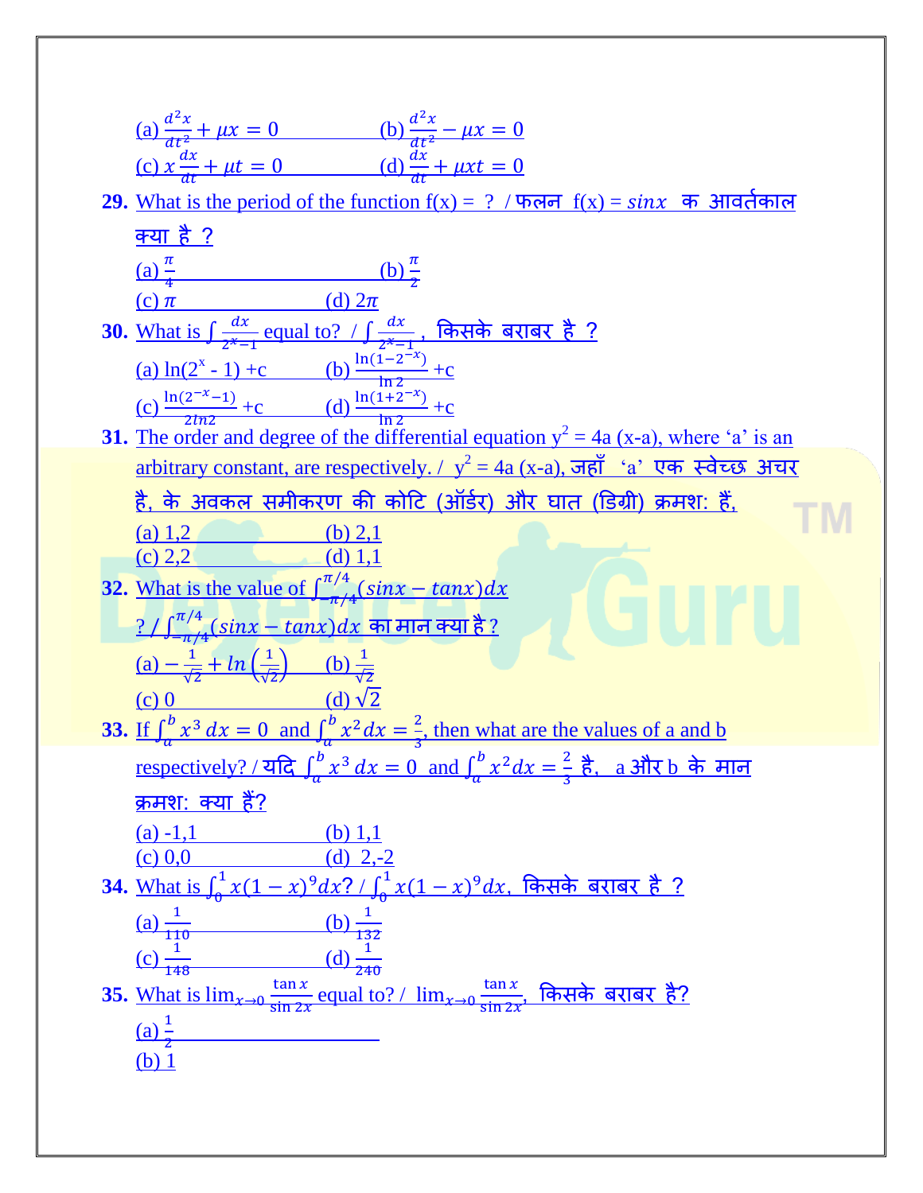(a) $\frac{d^2x}{dt^2} + \mu x = 0$  (b) $\frac{d^2x}{dt^2} - \mu x = 0$

(c) $x\frac{dx}{dt} + \mu t = 0$  (d) $\frac{dx}{dt} + \mu xt = 0$

**29.** What is the period of the function f(x) = ? / फलन f(x) = $sinx$ क आवर्तकाल क्या है ?

(a) $\frac{\pi}{4}$  (b) $\frac{\pi}{2}$

(c) $\pi$  (d) $2\pi$

**30.** What is $\int \frac{dx}{2^x - 1}$ equal to? / $\int \frac{dx}{2^x - 1}$, किसके बराबर है ?

(a) $\ln(2^x - 1) + c$  (b) $\frac{\ln(1-2^{-x})}{\ln 2} + c$

(c) $\frac{\ln(2^{-x}-1)}{2ln2} + c$  (d) $\frac{\ln(1+2^{-x})}{\ln 2} + c$

**31.** The order and degree of the differential equation $y^2 = 4a(x-a)$, where 'a' is an arbitrary constant, are respectively. / $y^2 = 4a(x-a)$, जहाँ 'a' एक स्वेच्छ अचर है, के अवकल समीकरण की कोटि (ऑर्डर) और घात (डिग्री) क्रमशः हैं,

(a) 1,2  (b) 2,1

(c) 2,2  (d) 1,1

**32.** What is the value of $\int_{-\pi/4}^{\pi/4}(sinx - tanx)dx$ ? / $\int_{-\pi/4}^{\pi/4}(sinx - tanx)dx$ का मान क्या है ?

(a) $-\frac{1}{\sqrt{2}} + ln\left(\frac{1}{\sqrt{2}}\right)$  (b) $\frac{1}{\sqrt{2}}$

(c) 0  (d) $\sqrt{2}$

**33.** If $\int_a^b x^3\,dx = 0$ and $\int_a^b x^2 dx = \frac{2}{3}$, then what are the values of a and b respectively? / यदि $\int_a^b x^3\,dx = 0$ and $\int_a^b x^2 dx = \frac{2}{3}$ है, a और b के मान क्रमशः क्या हैं?

(a) -1,1  (b) 1,1

(c) 0,0  (d) 2,-2

**34.** What is $\int_0^1 x(1-x)^9 dx$? / $\int_0^1 x(1-x)^9 dx$, किसके बराबर है ?

(a) $\frac{1}{110}$  (b) $\frac{1}{132}$

(c) $\frac{1}{148}$  (d) $\frac{1}{240}$

**35.** What is $\lim_{x\to0}\frac{\tan x}{\sin 2x}$ equal to? / $\lim_{x\to0}\frac{\tan x}{\sin 2x}$, किसके बराबर है?

(a) $\frac{1}{2}$

(b) 1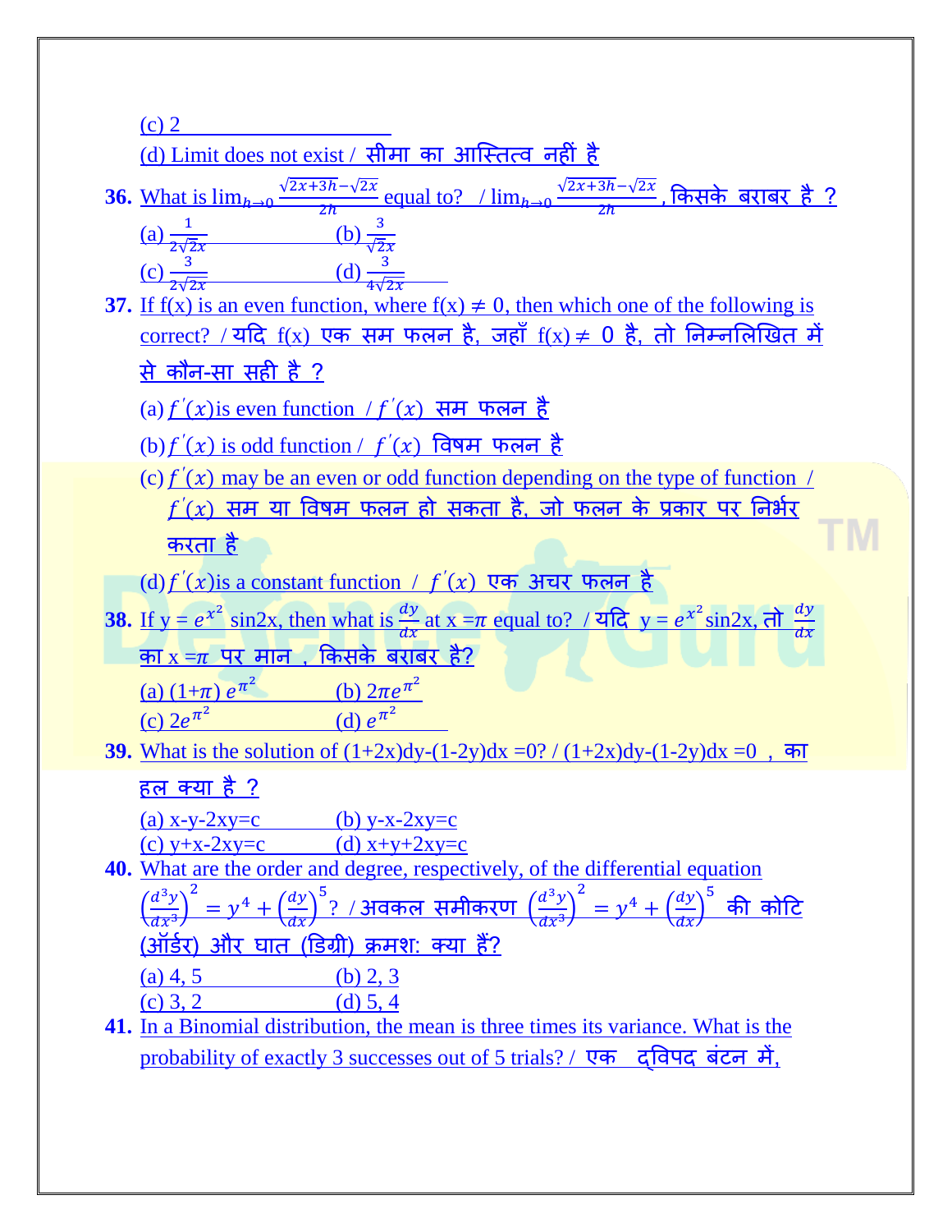(c) 2

(d) Limit does not exist / सीमा का आस्तित्व नहीं है

**36.** What is $\lim_{h\to 0}\frac{\sqrt{2x+3h}-\sqrt{2x}}{2h}$ equal to? / $\lim_{h\to 0}\frac{\sqrt{2x+3h}-\sqrt{2x}}{2h}$, किसके बराबर है ?

(a) $\frac{1}{2\sqrt{2x}}$ (b) $\frac{3}{\sqrt{2x}}$

(c) $\frac{3}{2\sqrt{2x}}$ (d) $\frac{3}{4\sqrt{2x}}$

**37.** If f(x) is an even function, where $f(x) \neq 0$, then which one of the following is correct? / यदि f(x) एक सम फलन है, जहाँ $f(x) \neq 0$ है, तो निम्नलिखित में से कौन-सा सही है ?

(a) $f'(x)$ is even function / $f'(x)$ सम फलन है

(b) $f'(x)$ is odd function / $f'(x)$ विषम फलन है

(c) $f'(x)$ may be an even or odd function depending on the type of function / $f'(x)$ सम या विषम फलन हो सकता है, जो फलन के प्रकार पर निर्भर करता है

(d) $f'(x)$ is a constant function / $f'(x)$ एक अचर फलन है

**38.** If $y = e^{x^2}\sin 2x$, then what is $\frac{dy}{dx}$ at $x=\pi$ equal to? / यदि $y = e^{x^2}\sin 2x$, तो $\frac{dy}{dx}$ का $x=\pi$ पर मान , किसके बराबर है?

(a) $(1+\pi)\,e^{\pi^2}$ (b) $2\pi e^{\pi^2}$

(c) $2e^{\pi^2}$ (d) $e^{\pi^2}$

**39.** What is the solution of $(1+2x)dy-(1-2y)dx=0$? / $(1+2x)dy-(1-2y)dx=0$ , का हल क्या है ?

(a) x-y-2xy=c (b) y-x-2xy=c

(c) y+x-2xy=c (d) x+y+2xy=c

**40.** What are the order and degree, respectively, of the differential equation $\left(\frac{d^3y}{dx^3}\right)^2 = y^4 + \left(\frac{dy}{dx}\right)^5$? / अवकल समीकरण $\left(\frac{d^3y}{dx^3}\right)^2 = y^4 + \left(\frac{dy}{dx}\right)^5$ की कोटि (ऑर्डर) और घात (डिग्री) क्रमशः क्या हैं?

(a) 4, 5 (b) 2, 3

(c) 3, 2 (d) 5, 4

**41.** In a Binomial distribution, the mean is three times its variance. What is the probability of exactly 3 successes out of 5 trials? / एक द्विपद बंटन में,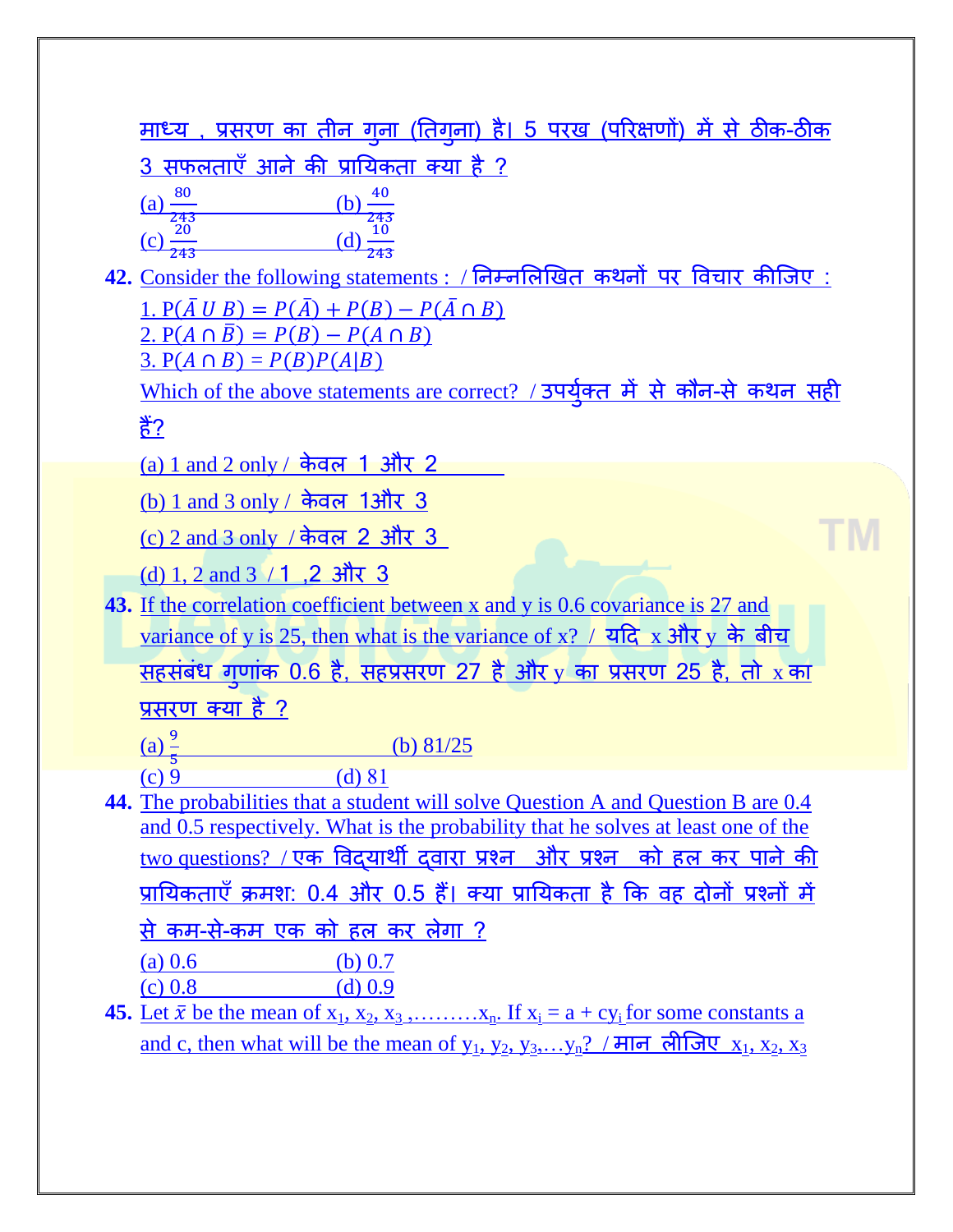माध्य , प्रसरण का तीन गुना (तिगुना) है। 5 परख (परिक्षणों) में से ठीक-ठीक 3 सफलताएँ आने की प्रायिकता क्या है ?

(a) $\frac{80}{243}$ (b) $\frac{40}{243}$

(c) $\frac{20}{243}$ (d) $\frac{10}{243}$

**42.** Consider the following statements : / निम्नलिखित कथनों पर विचार कीजिए :

1. $P(\bar{A} \cup B) = P(\bar{A}) + P(B) - P(\bar{A} \cap B)$
2. $P(A \cap \bar{B}) = P(B) - P(A \cap B)$
3. $P(A \cap B) = P(B)P(A|B)$

Which of the above statements are correct? / उपर्युक्त में से कौन-से कथन सही हैं?

(a) 1 and 2 only / केवल 1 और 2

(b) 1 and 3 only / केवल 1और 3

(c) 2 and 3 only / केवल 2 और 3

(d) 1, 2 and 3 / 1 ,2 और 3

**43.** If the correlation coefficient between x and y is 0.6 covariance is 27 and variance of y is 25, then what is the variance of x? / यदि x और y के बीच सहसंबंध गुणांक 0.6 है, सहप्रसरण 27 है और y का प्रसरण 25 है, तो x का प्रसरण क्या है ?

(a) $\frac{9}{5}$ (b) 81/25

(c) 9 (d) 81

**44.** The probabilities that a student will solve Question A and Question B are 0.4 and 0.5 respectively. What is the probability that he solves at least one of the two questions? / एक विद्यार्थी द्वारा प्रश्न और प्रश्न को हल कर पाने की प्रायिकताएँ क्रमश: 0.4 और 0.5 हैं। क्या प्रायिकता है कि वह दोनों प्रश्नों में से कम-से-कम एक को हल कर लेगा ?

(a) 0.6 (b) 0.7

(c) 0.8 (d) 0.9

**45.** Let $\bar{x}$ be the mean of $x_1, x_2, x_3, \ldots\ldots\ldots x_n$. If $x_i = a + cy_i$ for some constants a and c, then what will be the mean of $y_1, y_2, y_3, \ldots y_n$? / मान लीजिए $x_1, x_2, x_3$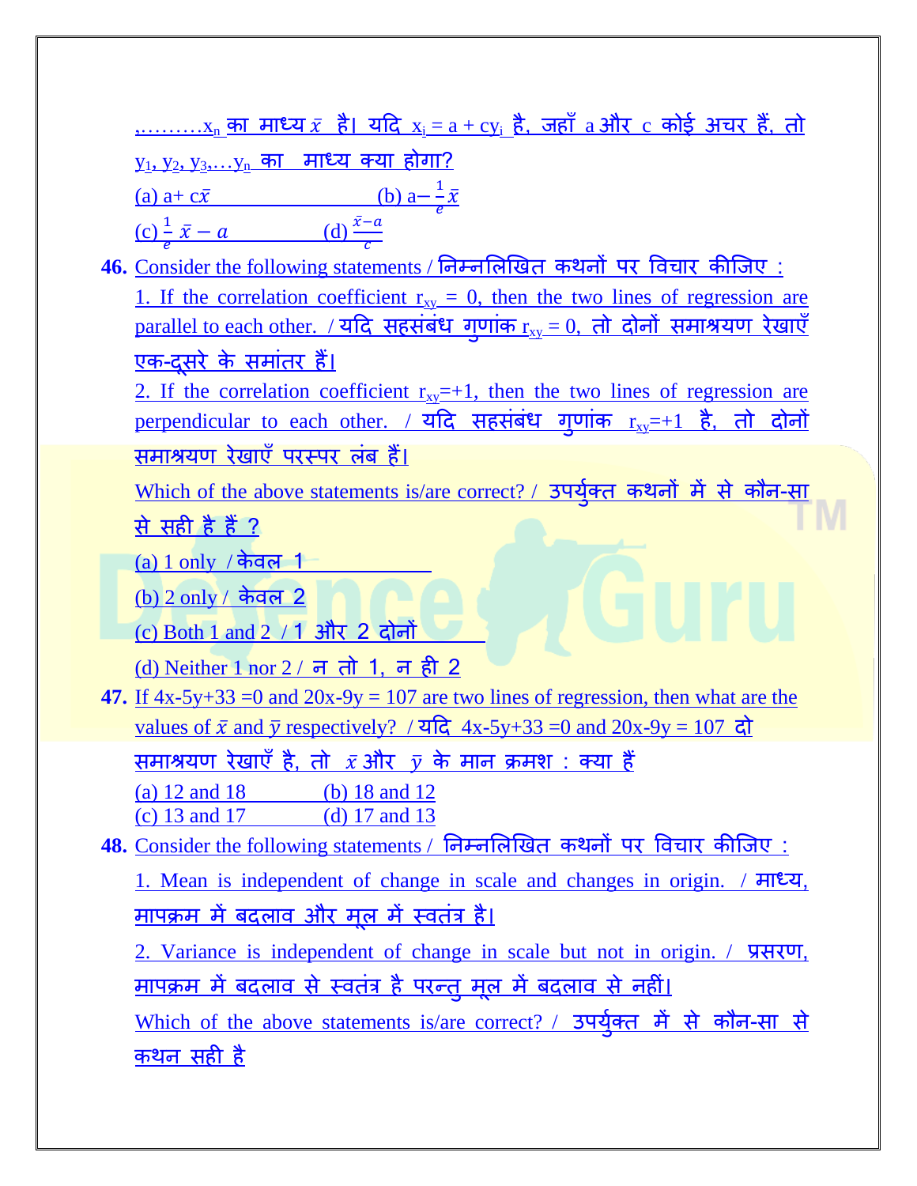,.........$x_n$ का माध्य $\bar{x}$ है। यदि $x_i = a + cy_i$ है, जहाँ a और c कोई अचर हैं, तो $y_1, y_2, y_3, \ldots y_n$ का माध्य क्या होगा?

(a) $a + c\bar{x}$ (b) $a - \frac{1}{e}\bar{x}$

(c) $\frac{1}{e}\bar{x} - a$ (d) $\frac{\bar{x}-a}{c}$

**46.** Consider the following statements / निम्नलिखित कथनों पर विचार कीजिए :

1. If the correlation coefficient $r_{xy} = 0$, then the two lines of regression are parallel to each other. / यदि सहसंबंध गुणांक $r_{xy} = 0$, तो दोनों समाश्रयण रेखाएँ एक-दूसरे के समांतर हैं।

2. If the correlation coefficient $r_{xy} = +1$, then the two lines of regression are perpendicular to each other. / यदि सहसंबंध गुणांक $r_{xy} = +1$ है, तो दोनों समाश्रयण रेखाएँ परस्पर लंब हैं।

Which of the above statements is/are correct? / उपर्युक्त कथनों में से कौन-सा से सही है हैं ?

(a) 1 only / केवल 1

(b) 2 only / केवल 2

(c) Both 1 and 2 / 1 और 2 दोनों

(d) Neither 1 nor 2 / न तो 1, न ही 2

**47.** If $4x-5y+33 = 0$ and $20x-9y = 107$ are two lines of regression, then what are the values of $\bar{x}$ and $\bar{y}$ respectively? / यदि $4x-5y+33 = 0$ and $20x-9y = 107$ दो समाश्रयण रेखाएँ है, तो $\bar{x}$ और $\bar{y}$ के मान क्रमश : क्या हैं

(a) 12 and 18 (b) 18 and 12

(c) 13 and 17 (d) 17 and 13

**48.** Consider the following statements / निम्नलिखित कथनों पर विचार कीजिए :

1. Mean is independent of change in scale and changes in origin. / माध्य, मापक्रम में बदलाव और मूल में स्वतंत्र है।

2. Variance is independent of change in scale but not in origin. / प्रसरण, मापक्रम में बदलाव से स्वतंत्र है परन्तु मूल में बदलाव से नहीं।

Which of the above statements is/are correct? / उपर्युक्त में से कौन-सा से कथन सही है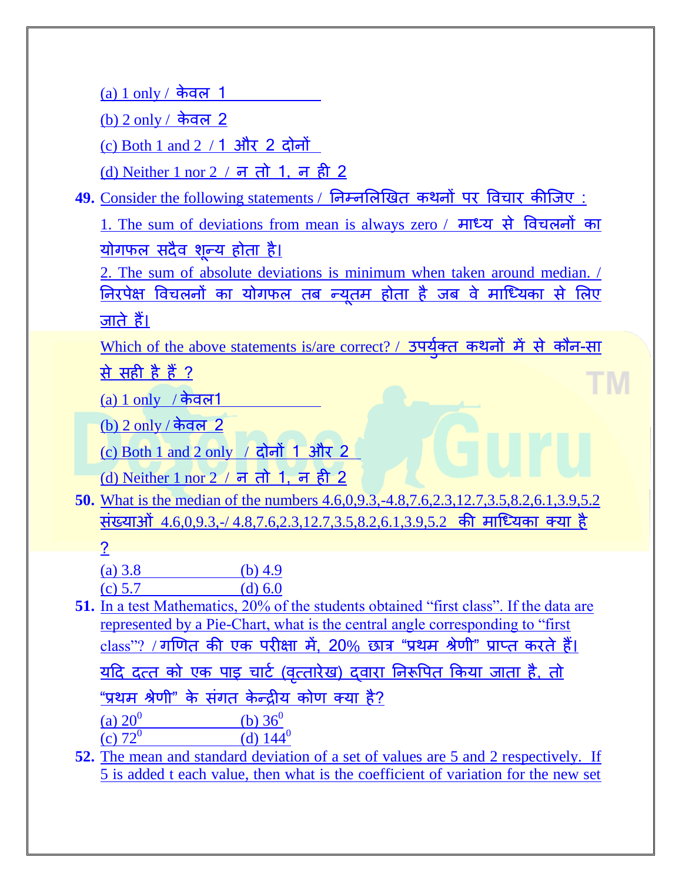(a) 1 only / केवल 1

(b) 2 only / केवल 2

(c) Both 1 and 2 / 1 और 2 दोनों

(d) Neither 1 nor 2 / न तो 1, न ही 2

**49.** Consider the following statements / निम्नलिखित कथनों पर विचार कीजिए :

1. The sum of deviations from mean is always zero / माध्य से विचलनों का योगफल सदैव शून्य होता है।

2. The sum of absolute deviations is minimum when taken around median. / निरपेक्ष विचलनों का योगफल तब न्यूनतम होता है जब वे माध्यिका से लिए जाते हैं।

Which of the above statements is/are correct? / उपर्युक्त कथनों में से कौन-सा से सही है हैं ?

(a) 1 only / केवल1

(b) 2 only / केवल 2

(c) Both 1 and 2 only / दोनों 1 और 2

(d) Neither 1 nor 2 / न तो 1, न ही 2

**50.** What is the median of the numbers 4.6,0,9.3,-4.8,7.6,2.3,12.7,3.5,8.2,6.1,3.9,5.2 संख्याओं 4.6,0,9.3,-/ 4.8,7.6,2.3,12.7,3.5,8.2,6.1,3.9,5.2 की माध्यिका क्या है ?

(a) 3.8 (b) 4.9
(c) 5.7 (d) 6.0

**51.** In a test Mathematics, 20% of the students obtained "first class". If the data are represented by a Pie-Chart, what is the central angle corresponding to "first class"? / गणित की एक परीक्षा में, 20% छात्र "प्रथम श्रेणी" प्राप्त करते हैं। यदि दत्त को एक पाइ चार्ट (वृत्तारेख) द्वारा निरूपित किया जाता है, तो "प्रथम श्रेणी" के संगत केन्द्रीय कोण क्या है?

(a) $20^0$ (b) $36^0$
(c) $72^0$ (d) $144^0$

**52.** The mean and standard deviation of a set of values are 5 and 2 respectively. If 5 is added t each value, then what is the coefficient of variation for the new set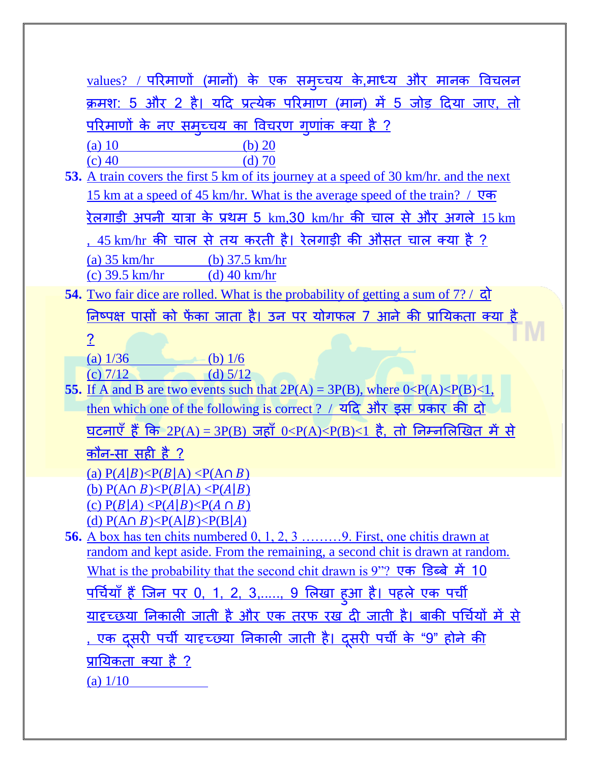values? / परिमाणों (मानों) के एक समुच्चय के,माध्य और मानक विचलन क्रमश: 5 और 2 है। यदि प्रत्येक परिमाण (मान) में 5 जोड़ दिया जाए, तो परिमाणों के नए समुच्चय का विचरण गुणांक क्या है ?

(a) 10 (b) 20
(c) 40 (d) 70

**53.** A train covers the first 5 km of its journey at a speed of 30 km/hr. and the next 15 km at a speed of 45 km/hr. What is the average speed of the train? / एक रेलगाड़ी अपनी यात्रा के प्रथम 5 km,30 km/hr की चाल से और अगले 15 km , 45 km/hr की चाल से तय करती है। रेलगाड़ी की औसत चाल क्या है ?

(a) 35 km/hr (b) 37.5 km/hr
(c) 39.5 km/hr (d) 40 km/hr

**54.** Two fair dice are rolled. What is the probability of getting a sum of 7? / दो निष्पक्ष पासों को फेंका जाता है। उन पर योगफल 7 आने की प्रायिकता क्या है ?

(a) 1/36 (b) 1/6
(c) 7/12 (d) 5/12

**55.** If A and B are two events such that $2P(A) = 3P(B)$, where $0<P(A)<P(B)<1$, then which one of the following is correct ? / यदि और इस प्रकार की दो घटनाएँ हैं कि $2P(A) = 3P(B)$ जहाँ $0<P(A)<P(B)<1$ है, तो निम्नलिखित में से कौन-सा सही है ?

(a) $P(A|B)<P(B|A) <P(A\cap B)$
(b) $P(A\cap B)<P(B|A) <P(A|B)$
(c) $P(B|A) <P(A|B)<P(A \cap B)$
(d) $P(A\cap B)<P(A|B)<P(B|A)$

**56.** A box has ten chits numbered 0, 1, 2, 3 ………9. First, one chitis drawn at random and kept aside. From the remaining, a second chit is drawn at random. What is the probability that the second chit drawn is 9"? एक डिब्बे में 10 पर्चियाँ हैं जिन पर 0, 1, 2, 3,....., 9 लिखा हुआ है। पहले एक पर्ची यादृच्छया निकाली जाती है और एक तरफ रख दी जाती है। बाकी पर्चियों में से , एक दूसरी पर्ची यादृच्छया निकाली जाती है। दूसरी पर्ची के "9" होने की प्रायिकता क्या है ?

(a) 1/10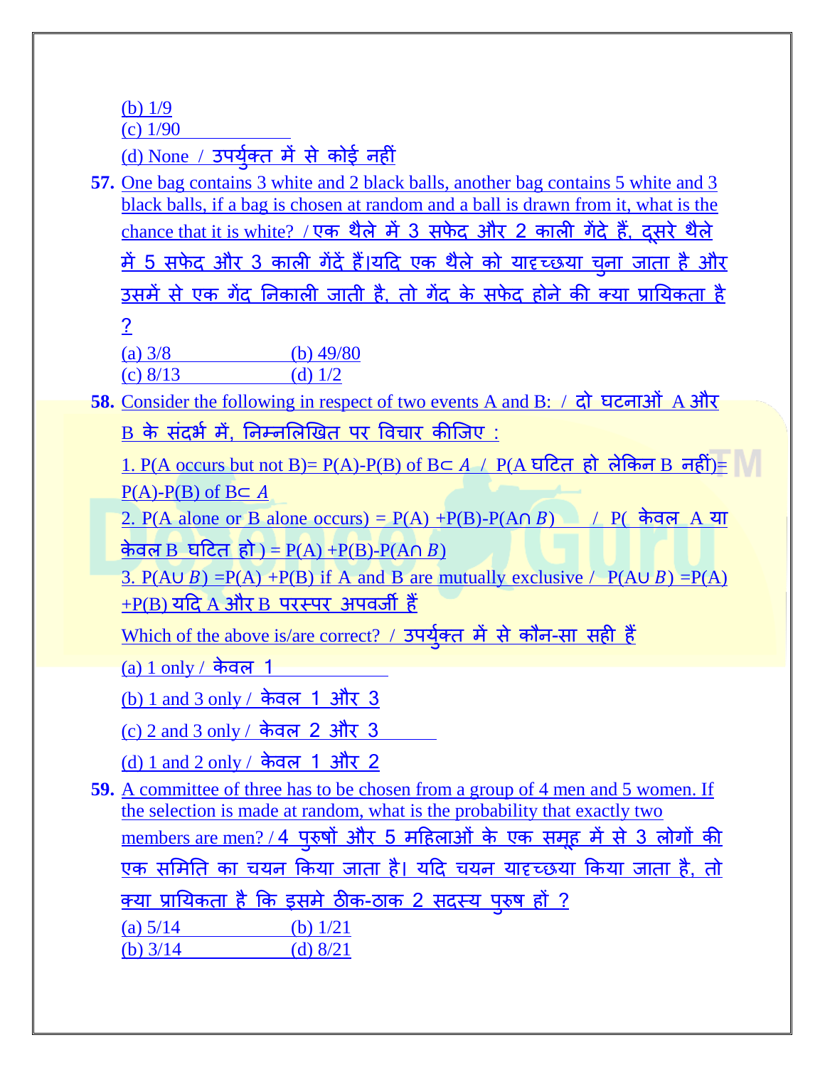(b) 1/9

(c) 1/90

(d) None / उपर्युक्त में से कोई नहीं

**57.** One bag contains 3 white and 2 black balls, another bag contains 5 white and 3 black balls, if a bag is chosen at random and a ball is drawn from it, what is the chance that it is white? / एक थैले में 3 सफेद और 2 काली गेंदे हैं, दूसरे थैले में 5 सफेद और 3 काली गेंदें हैं।यदि एक थैले को यादृच्छया चुना जाता है और उसमें से एक गेंद निकाली जाती है, तो गेंद के सफेद होने की क्या प्रायिकता है ?

(a) 3/8 (b) 49/80

(c) 8/13 (d) 1/2

**58.** Consider the following in respect of two events A and B: / दो घटनाओं A और B के संदर्भ में, निम्नलिखित पर विचार कीजिए :

1. P(A occurs but not B)= P(A)-P(B) of $B \subset A$ / P(A घटित हो लेकिन B नहीं)= P(A)-P(B) of $B \subset A$

2. P(A alone or B alone occurs) = $P(A) + P(B) - P(A \cap B)$ / P( केवल A या केवल B घटित हो ) = $P(A) + P(B) - P(A \cap B)$

3. $P(A \cup B) = P(A) + P(B)$ if A and B are mutually exclusive / $P(A \cup B) = P(A) + P(B)$ यदि A और B परस्पर अपवर्जी हैं

Which of the above is/are correct? / उपर्युक्त में से कौन-सा सही हैं

(a) 1 only / केवल 1

(b) 1 and 3 only / केवल 1 और 3

(c) 2 and 3 only / केवल 2 और 3

(d) 1 and 2 only / केवल 1 और 2

**59.** A committee of three has to be chosen from a group of 4 men and 5 women. If the selection is made at random, what is the probability that exactly two members are men? / 4 पुरुषों और 5 महिलाओं के एक समूह में से 3 लोगों की एक समिति का चयन किया जाता है। यदि चयन यादृच्छया किया जाता है, तो क्या प्रायिकता है कि इसमे ठीक-ठाक 2 सदस्य पुरुष हों ?

(a) 5/14 (b) 1/21

(b) 3/14 (d) 8/21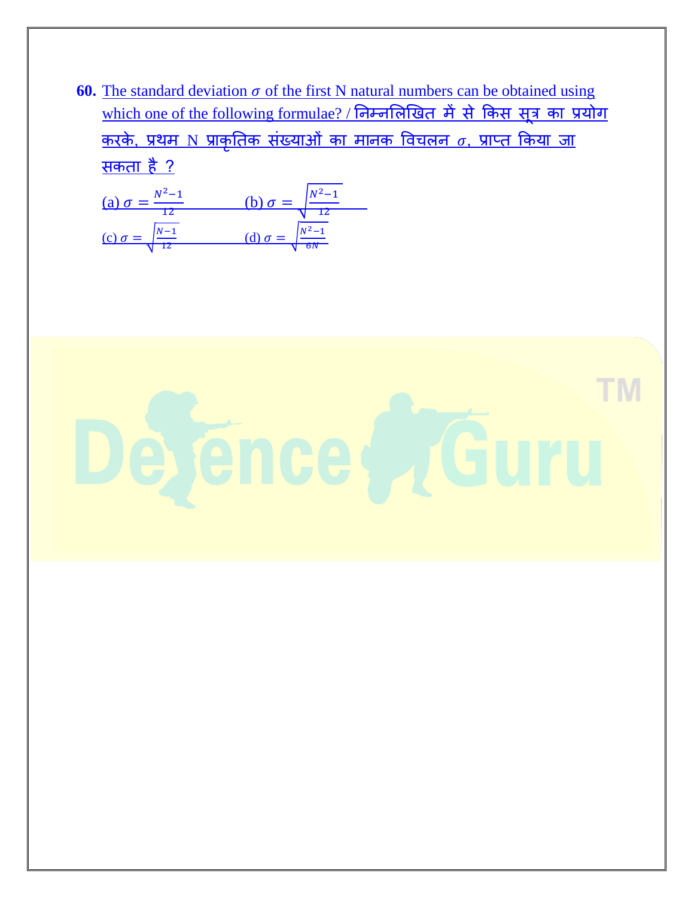**60.** The standard deviation $\sigma$ of the first N natural numbers can be obtained using which one of the following formulae? / निम्नलिखित में से किस सूत्र का प्रयोग करके, प्रथम N प्राकृतिक संख्याओं का मानक विचलन $\sigma$, प्राप्त किया जा सकता है ?

(a) $\sigma = \frac{N^2-1}{12}$ (b) $\sigma = \sqrt{\frac{N^2-1}{12}}$

(c) $\sigma = \sqrt{\frac{N-1}{12}}$ (d) $\sigma = \sqrt{\frac{N^2-1}{6N}}$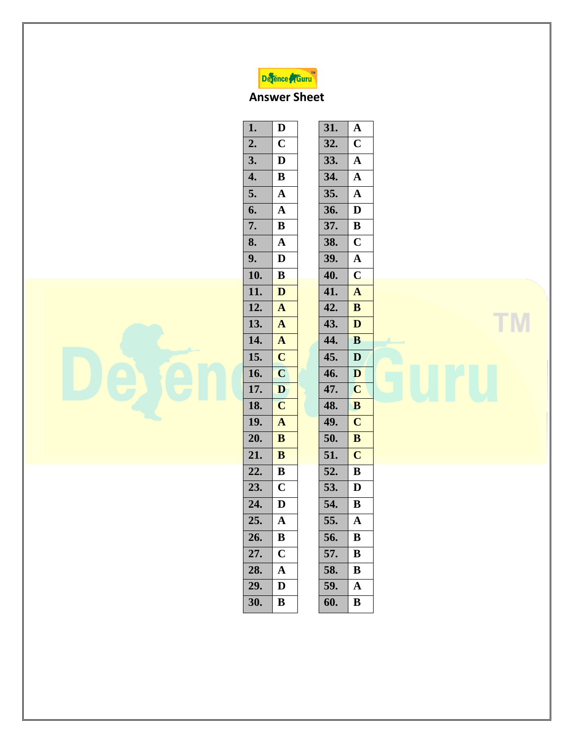Defence Guru™

# Answer Sheet

| | | | |
|---|---|---|---|
| 1. | D | 31. | A |
| 2. | C | 32. | C |
| 3. | D | 33. | A |
| 4. | B | 34. | A |
| 5. | A | 35. | A |
| 6. | A | 36. | D |
| 7. | B | 37. | B |
| 8. | A | 38. | C |
| 9. | D | 39. | A |
| 10. | B | 40. | C |
| 11. | D | 41. | A |
| 12. | A | 42. | B |
| 13. | A | 43. | D |
| 14. | A | 44. | B |
| 15. | C | 45. | D |
| 16. | C | 46. | D |
| 17. | D | 47. | C |
| 18. | C | 48. | B |
| 19. | A | 49. | C |
| 20. | B | 50. | B |
| 21. | B | 51. | C |
| 22. | B | 52. | B |
| 23. | C | 53. | D |
| 24. | D | 54. | B |
| 25. | A | 55. | A |
| 26. | B | 56. | B |
| 27. | C | 57. | B |
| 28. | A | 58. | B |
| 29. | D | 59. | A |
| 30. | B | 60. | B |